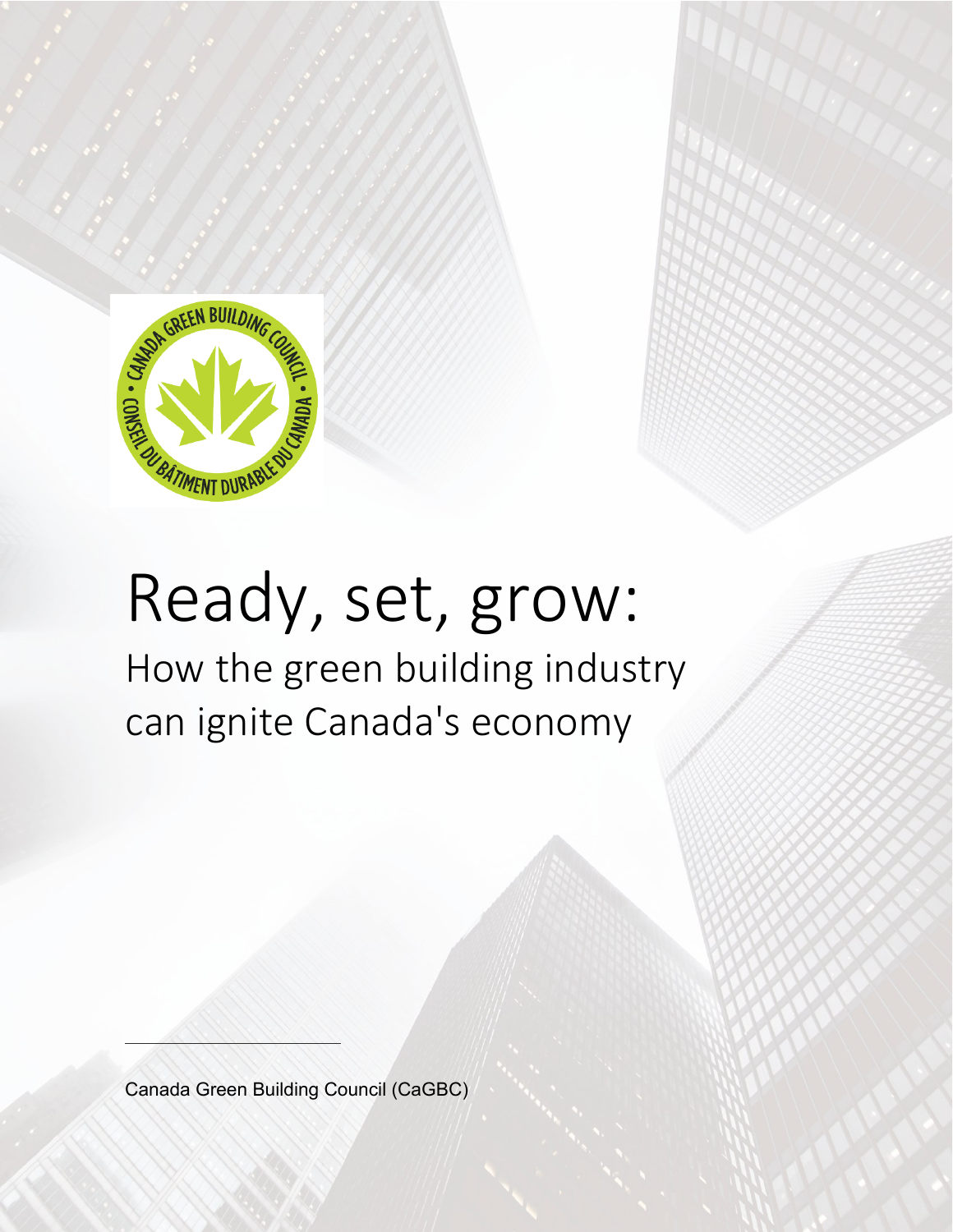# Ready, set, grow:

## How the green building industry can ignite Canada's economy

Canada Green Building Council (CaGBC)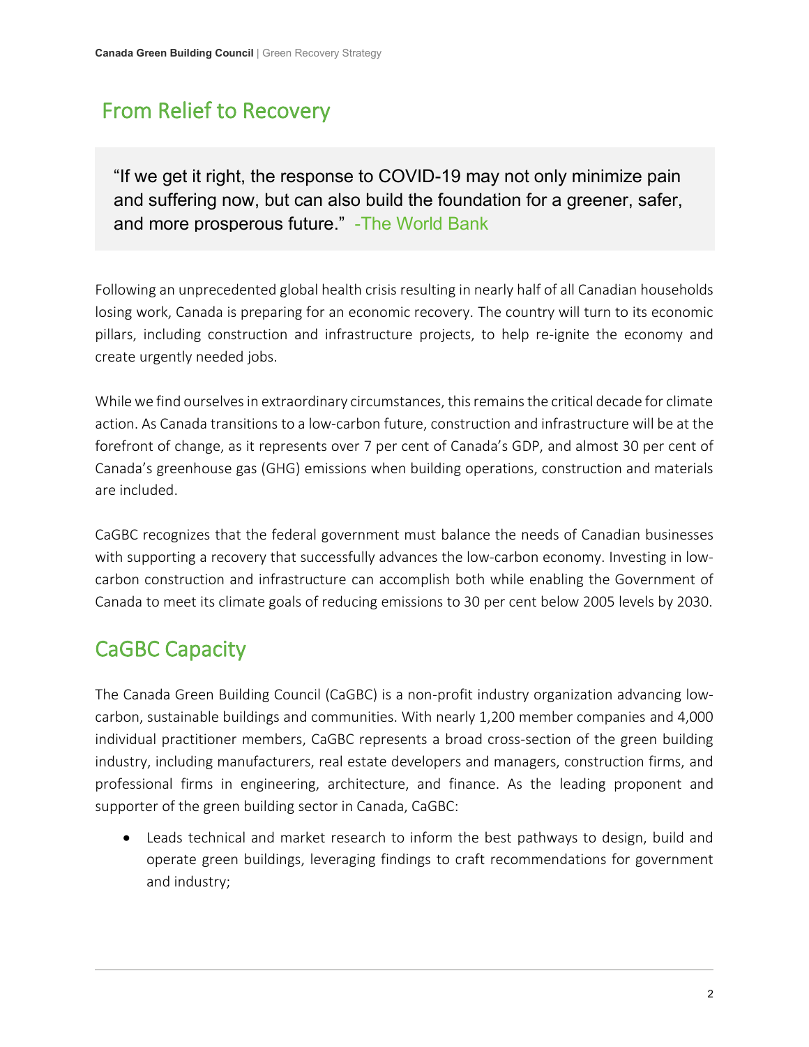## From Relief to Recovery

> "If we get it right, the response to COVID-19 may not only minimize pain and suffering now, but can also build the foundation for a greener, safer, and more prosperous future." -The World Bank

Following an unprecedented global health crisis resulting in nearly half of all Canadian households losing work, Canada is preparing for an economic recovery. The country will turn to its economic pillars, including construction and infrastructure projects, to help re-ignite the economy and create urgently needed jobs.

While we find ourselves in extraordinary circumstances, this remains the critical decade for climate action. As Canada transitions to a low-carbon future, construction and infrastructure will be at the forefront of change, as it represents over 7 per cent of Canada's GDP, and almost 30 per cent of Canada's greenhouse gas (GHG) emissions when building operations, construction and materials are included.

CaGBC recognizes that the federal government must balance the needs of Canadian businesses with supporting a recovery that successfully advances the low-carbon economy. Investing in low-carbon construction and infrastructure can accomplish both while enabling the Government of Canada to meet its climate goals of reducing emissions to 30 per cent below 2005 levels by 2030.

## CaGBC Capacity

The Canada Green Building Council (CaGBC) is a non-profit industry organization advancing low-carbon, sustainable buildings and communities. With nearly 1,200 member companies and 4,000 individual practitioner members, CaGBC represents a broad cross-section of the green building industry, including manufacturers, real estate developers and managers, construction firms, and professional firms in engineering, architecture, and finance. As the leading proponent and supporter of the green building sector in Canada, CaGBC:

- Leads technical and market research to inform the best pathways to design, build and operate green buildings, leveraging findings to craft recommendations for government and industry;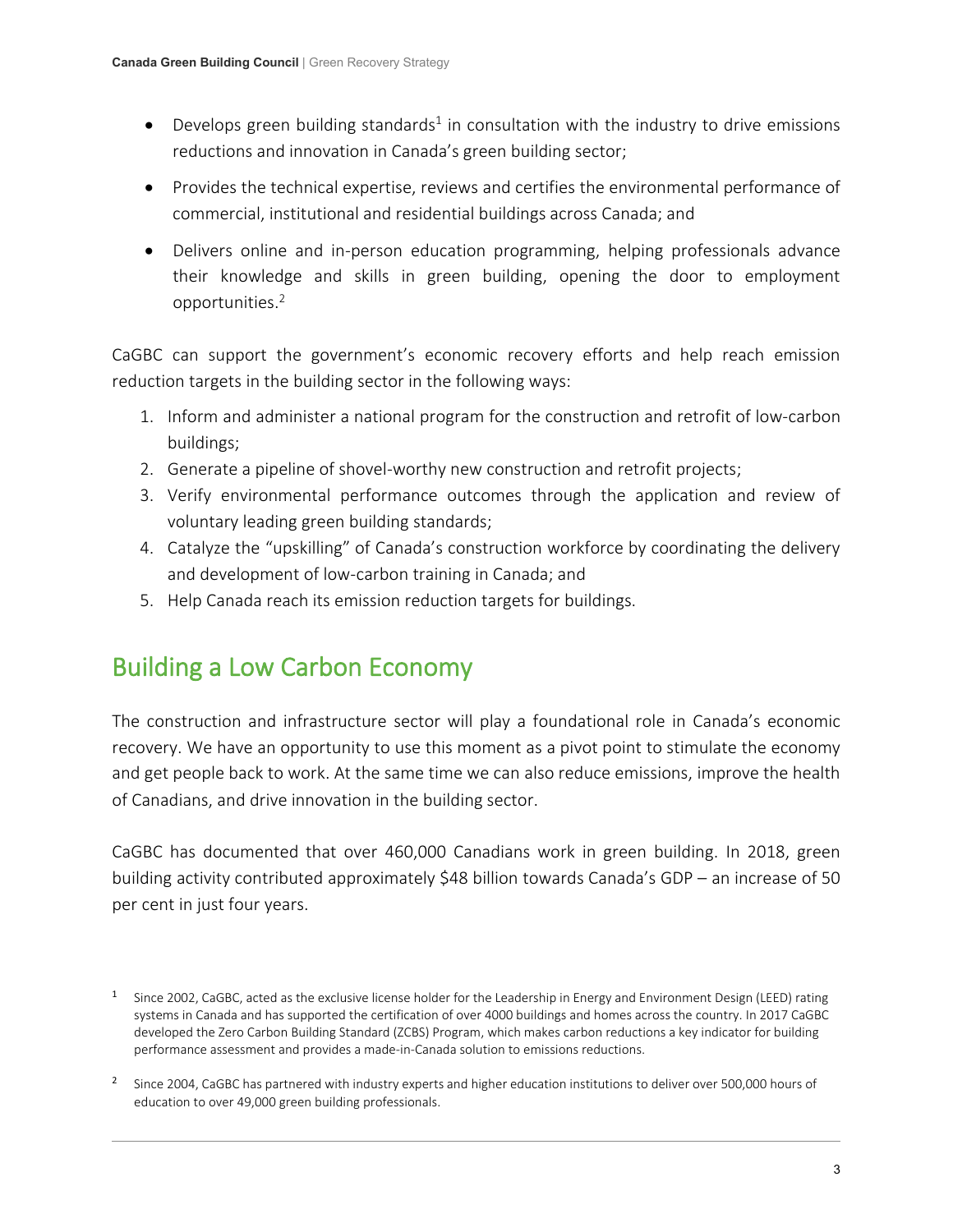- Develops green building standards[1] in consultation with the industry to drive emissions reductions and innovation in Canada's green building sector;
- Provides the technical expertise, reviews and certifies the environmental performance of commercial, institutional and residential buildings across Canada; and
- Delivers online and in-person education programming, helping professionals advance their knowledge and skills in green building, opening the door to employment opportunities.[2]

CaGBC can support the government's economic recovery efforts and help reach emission reduction targets in the building sector in the following ways:

1. Inform and administer a national program for the construction and retrofit of low-carbon buildings;
2. Generate a pipeline of shovel-worthy new construction and retrofit projects;
3. Verify environmental performance outcomes through the application and review of voluntary leading green building standards;
4. Catalyze the "upskilling" of Canada's construction workforce by coordinating the delivery and development of low-carbon training in Canada; and
5. Help Canada reach its emission reduction targets for buildings.

## Building a Low Carbon Economy

The construction and infrastructure sector will play a foundational role in Canada's economic recovery. We have an opportunity to use this moment as a pivot point to stimulate the economy and get people back to work. At the same time we can also reduce emissions, improve the health of Canadians, and drive innovation in the building sector.

CaGBC has documented that over 460,000 Canadians work in green building. In 2018, green building activity contributed approximately $48 billion towards Canada's GDP – an increase of 50 per cent in just four years.

[1] Since 2002, CaGBC, acted as the exclusive license holder for the Leadership in Energy and Environment Design (LEED) rating systems in Canada and has supported the certification of over 4000 buildings and homes across the country. In 2017 CaGBC developed the Zero Carbon Building Standard (ZCBS) Program, which makes carbon reductions a key indicator for building performance assessment and provides a made-in-Canada solution to emissions reductions.

[2] Since 2004, CaGBC has partnered with industry experts and higher education institutions to deliver over 500,000 hours of education to over 49,000 green building professionals.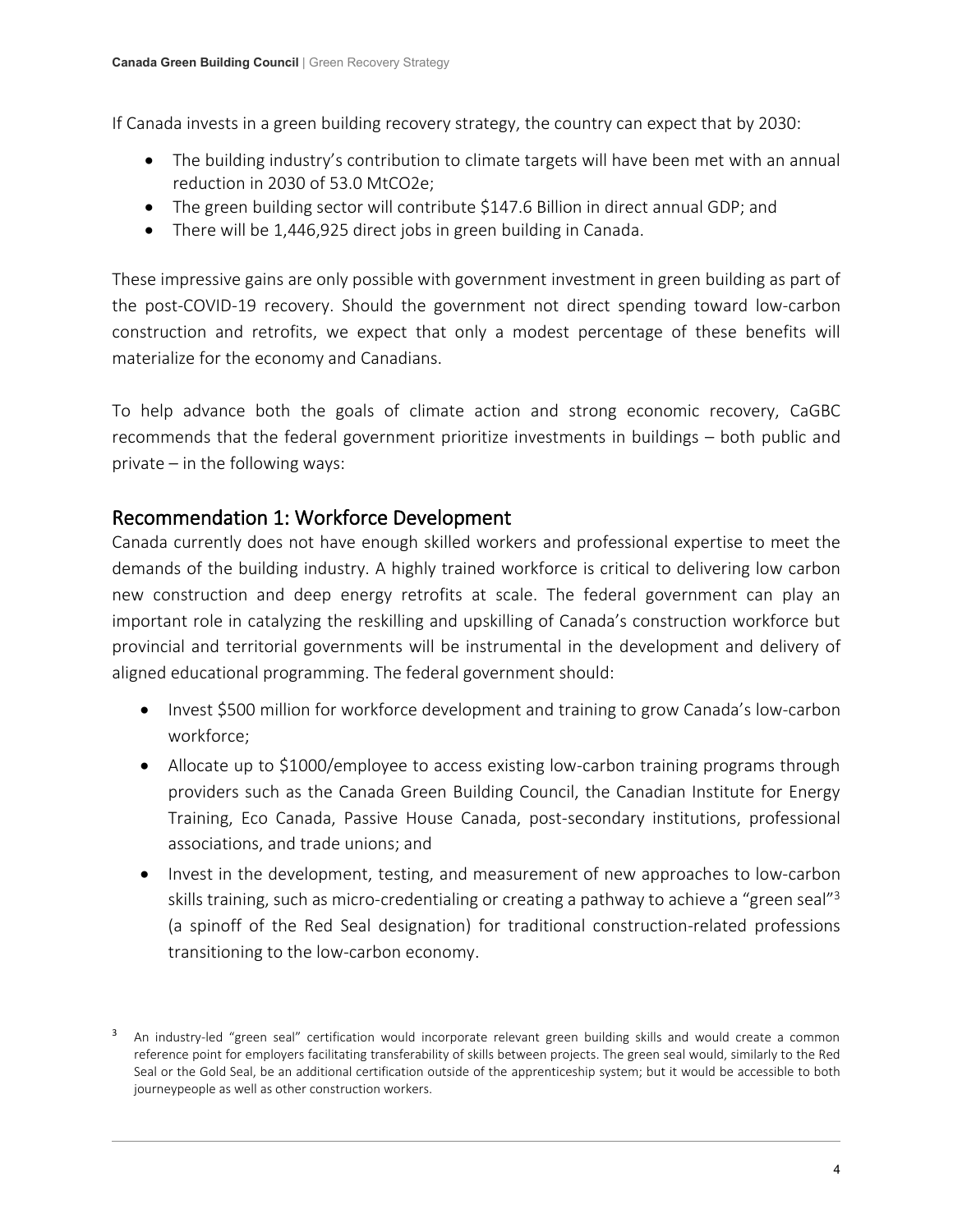If Canada invests in a green building recovery strategy, the country can expect that by 2030:

- The building industry's contribution to climate targets will have been met with an annual reduction in 2030 of 53.0 $MtCO_2e$;
- The green building sector will contribute $147.6 Billion in direct annual GDP; and
- There will be 1,446,925 direct jobs in green building in Canada.

These impressive gains are only possible with government investment in green building as part of the post-COVID-19 recovery. Should the government not direct spending toward low-carbon construction and retrofits, we expect that only a modest percentage of these benefits will materialize for the economy and Canadians.

To help advance both the goals of climate action and strong economic recovery, CaGBC recommends that the federal government prioritize investments in buildings – both public and private – in the following ways:

## Recommendation 1: Workforce Development

Canada currently does not have enough skilled workers and professional expertise to meet the demands of the building industry. A highly trained workforce is critical to delivering low carbon new construction and deep energy retrofits at scale. The federal government can play an important role in catalyzing the reskilling and upskilling of Canada's construction workforce but provincial and territorial governments will be instrumental in the development and delivery of aligned educational programming. The federal government should:

- Invest $500 million for workforce development and training to grow Canada's low-carbon workforce;
- Allocate up to $1000/employee to access existing low-carbon training programs through providers such as the Canada Green Building Council, the Canadian Institute for Energy Training, Eco Canada, Passive House Canada, post-secondary institutions, professional associations, and trade unions; and
- Invest in the development, testing, and measurement of new approaches to low-carbon skills training, such as micro-credentialing or creating a pathway to achieve a "green seal"[3] (a spinoff of the Red Seal designation) for traditional construction-related professions transitioning to the low-carbon economy.

[3] An industry-led "green seal" certification would incorporate relevant green building skills and would create a common reference point for employers facilitating transferability of skills between projects. The green seal would, similarly to the Red Seal or the Gold Seal, be an additional certification outside of the apprenticeship system; but it would be accessible to both journeypeople as well as other construction workers.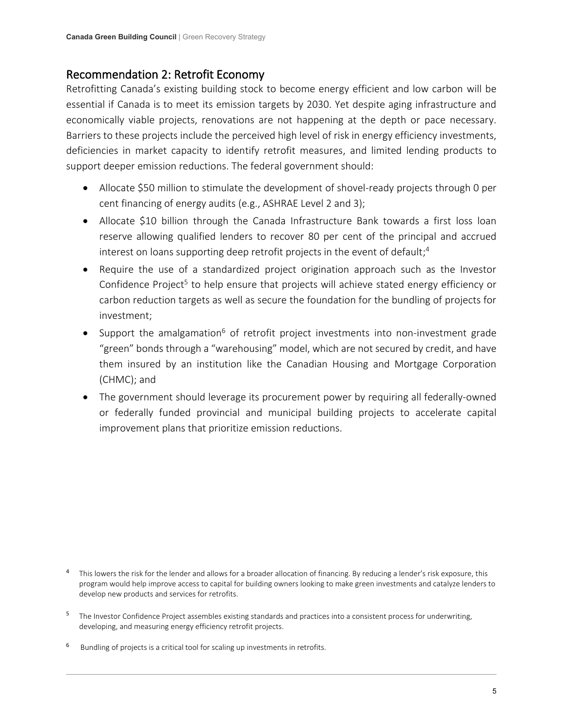## Recommendation 2: Retrofit Economy

Retrofitting Canada's existing building stock to become energy efficient and low carbon will be essential if Canada is to meet its emission targets by 2030. Yet despite aging infrastructure and economically viable projects, renovations are not happening at the depth or pace necessary. Barriers to these projects include the perceived high level of risk in energy efficiency investments, deficiencies in market capacity to identify retrofit measures, and limited lending products to support deeper emission reductions. The federal government should:

- Allocate $50 million to stimulate the development of shovel-ready projects through 0 per cent financing of energy audits (e.g., ASHRAE Level 2 and 3);
- Allocate $10 billion through the Canada Infrastructure Bank towards a first loss loan reserve allowing qualified lenders to recover 80 per cent of the principal and accrued interest on loans supporting deep retrofit projects in the event of default;[4]
- Require the use of a standardized project origination approach such as the Investor Confidence Project[5] to help ensure that projects will achieve stated energy efficiency or carbon reduction targets as well as secure the foundation for the bundling of projects for investment;
- Support the amalgamation[6] of retrofit project investments into non-investment grade "green" bonds through a "warehousing" model, which are not secured by credit, and have them insured by an institution like the Canadian Housing and Mortgage Corporation (CHMC); and
- The government should leverage its procurement power by requiring all federally-owned or federally funded provincial and municipal building projects to accelerate capital improvement plans that prioritize emission reductions.

[4] This lowers the risk for the lender and allows for a broader allocation of financing. By reducing a lender's risk exposure, this program would help improve access to capital for building owners looking to make green investments and catalyze lenders to develop new products and services for retrofits.

[5] The Investor Confidence Project assembles existing standards and practices into a consistent process for underwriting, developing, and measuring energy efficiency retrofit projects.

[6] Bundling of projects is a critical tool for scaling up investments in retrofits.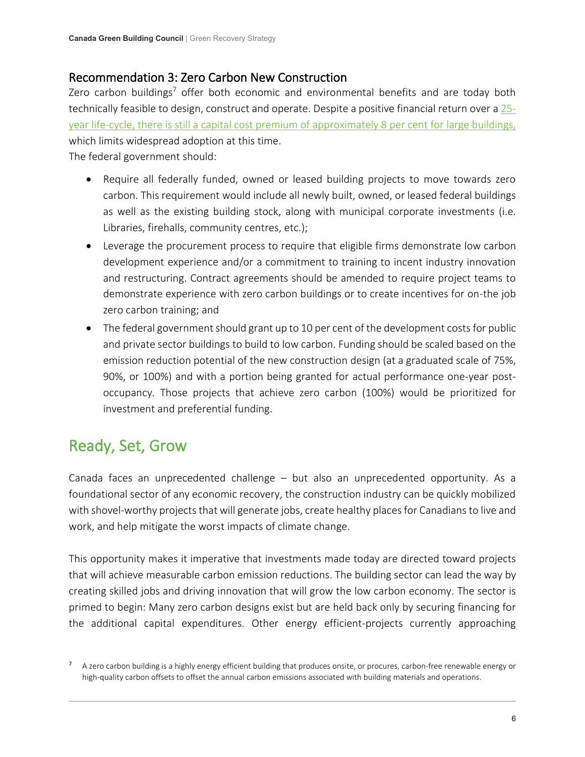## Recommendation 3: Zero Carbon New Construction

Zero carbon buildings[7] offer both economic and environmental benefits and are today both technically feasible to design, construct and operate. Despite a positive financial return over a 25-year life-cycle, there is still a capital cost premium of approximately 8 per cent for large buildings, which limits widespread adoption at this time.

The federal government should:

- Require all federally funded, owned or leased building projects to move towards zero carbon. This requirement would include all newly built, owned, or leased federal buildings as well as the existing building stock, along with municipal corporate investments (i.e. Libraries, firehalls, community centres, etc.);
- Leverage the procurement process to require that eligible firms demonstrate low carbon development experience and/or a commitment to training to incent industry innovation and restructuring. Contract agreements should be amended to require project teams to demonstrate experience with zero carbon buildings or to create incentives for on-the job zero carbon training; and
- The federal government should grant up to 10 per cent of the development costs for public and private sector buildings to build to low carbon. Funding should be scaled based on the emission reduction potential of the new construction design (at a graduated scale of 75%, 90%, or 100%) and with a portion being granted for actual performance one-year post-occupancy. Those projects that achieve zero carbon (100%) would be prioritized for investment and preferential funding.

# Ready, Set, Grow

Canada faces an unprecedented challenge – but also an unprecedented opportunity. As a foundational sector of any economic recovery, the construction industry can be quickly mobilized with shovel-worthy projects that will generate jobs, create healthy places for Canadians to live and work, and help mitigate the worst impacts of climate change.

This opportunity makes it imperative that investments made today are directed toward projects that will achieve measurable carbon emission reductions. The building sector can lead the way by creating skilled jobs and driving innovation that will grow the low carbon economy. The sector is primed to begin: Many zero carbon designs exist but are held back only by securing financing for the additional capital expenditures. Other energy efficient-projects currently approaching

[7] A zero carbon building is a highly energy efficient building that produces onsite, or procures, carbon-free renewable energy or high-quality carbon offsets to offset the annual carbon emissions associated with building materials and operations.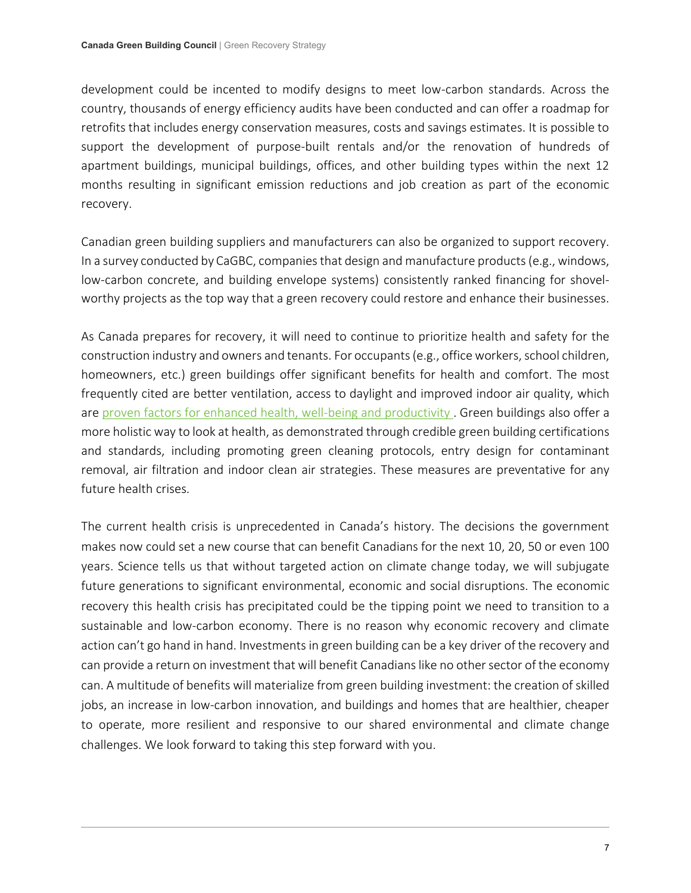development could be incented to modify designs to meet low-carbon standards. Across the country, thousands of energy efficiency audits have been conducted and can offer a roadmap for retrofits that includes energy conservation measures, costs and savings estimates. It is possible to support the development of purpose-built rentals and/or the renovation of hundreds of apartment buildings, municipal buildings, offices, and other building types within the next 12 months resulting in significant emission reductions and job creation as part of the economic recovery.

Canadian green building suppliers and manufacturers can also be organized to support recovery. In a survey conducted by CaGBC, companies that design and manufacture products (e.g., windows, low-carbon concrete, and building envelope systems) consistently ranked financing for shovel-worthy projects as the top way that a green recovery could restore and enhance their businesses.

As Canada prepares for recovery, it will need to continue to prioritize health and safety for the construction industry and owners and tenants. For occupants (e.g., office workers, school children, homeowners, etc.) green buildings offer significant benefits for health and comfort. The most frequently cited are better ventilation, access to daylight and improved indoor air quality, which are proven factors for enhanced health, well-being and productivity . Green buildings also offer a more holistic way to look at health, as demonstrated through credible green building certifications and standards, including promoting green cleaning protocols, entry design for contaminant removal, air filtration and indoor clean air strategies. These measures are preventative for any future health crises.

The current health crisis is unprecedented in Canada's history. The decisions the government makes now could set a new course that can benefit Canadians for the next 10, 20, 50 or even 100 years. Science tells us that without targeted action on climate change today, we will subjugate future generations to significant environmental, economic and social disruptions. The economic recovery this health crisis has precipitated could be the tipping point we need to transition to a sustainable and low-carbon economy. There is no reason why economic recovery and climate action can't go hand in hand. Investments in green building can be a key driver of the recovery and can provide a return on investment that will benefit Canadians like no other sector of the economy can. A multitude of benefits will materialize from green building investment: the creation of skilled jobs, an increase in low-carbon innovation, and buildings and homes that are healthier, cheaper to operate, more resilient and responsive to our shared environmental and climate change challenges. We look forward to taking this step forward with you.